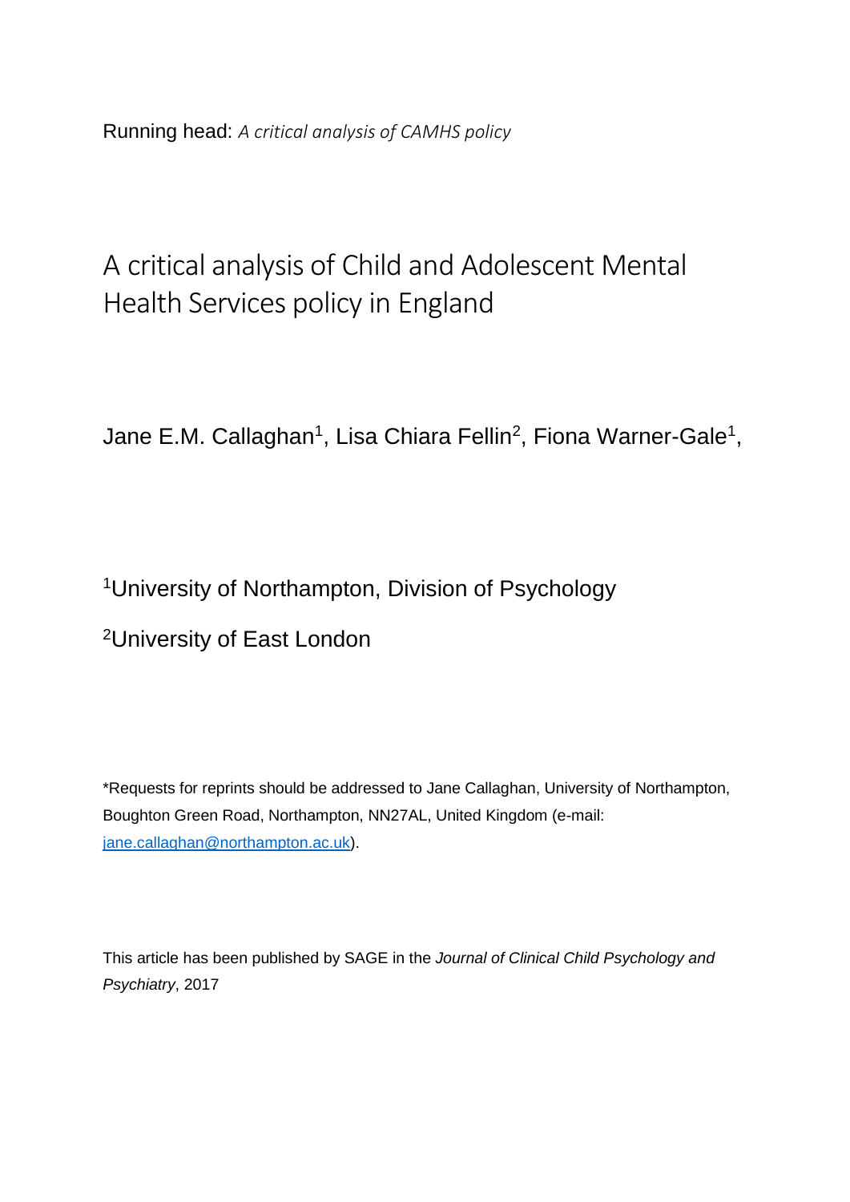Running head: *A critical analysis of CAMHS policy*

# A critical analysis of Child and Adolescent Mental Health Services policy in England

Jane E.M. Callaghan[1], Lisa Chiara Fellin[2], Fiona Warner-Gale[1],

[1]University of Northampton, Division of Psychology

[2]University of East London

*Requests for reprints should be addressed to Jane Callaghan, University of Northampton, Boughton Green Road, Northampton, NN27AL, United Kingdom (e-mail: jane.callaghan@northampton.ac.uk).

This article has been published by SAGE in the *Journal of Clinical Child Psychology and Psychiatry*, 2017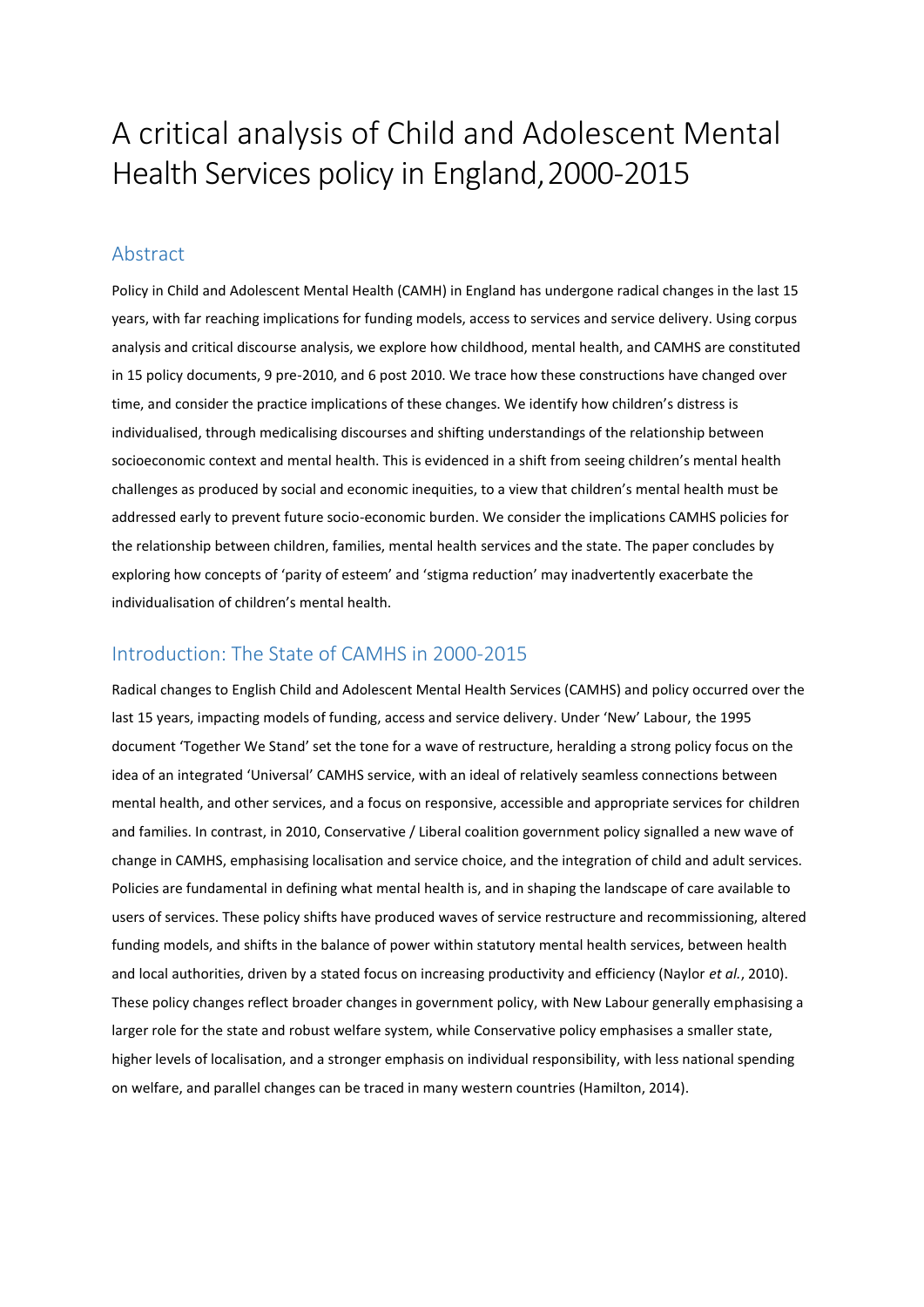# A critical analysis of Child and Adolescent Mental Health Services policy in England, 2000-2015

## Abstract

Policy in Child and Adolescent Mental Health (CAMH) in England has undergone radical changes in the last 15 years, with far reaching implications for funding models, access to services and service delivery. Using corpus analysis and critical discourse analysis, we explore how childhood, mental health, and CAMHS are constituted in 15 policy documents, 9 pre-2010, and 6 post 2010. We trace how these constructions have changed over time, and consider the practice implications of these changes. We identify how children's distress is individualised, through medicalising discourses and shifting understandings of the relationship between socioeconomic context and mental health. This is evidenced in a shift from seeing children's mental health challenges as produced by social and economic inequities, to a view that children's mental health must be addressed early to prevent future socio-economic burden. We consider the implications CAMHS policies for the relationship between children, families, mental health services and the state. The paper concludes by exploring how concepts of 'parity of esteem' and 'stigma reduction' may inadvertently exacerbate the individualisation of children's mental health.

## Introduction: The State of CAMHS in 2000-2015

Radical changes to English Child and Adolescent Mental Health Services (CAMHS) and policy occurred over the last 15 years, impacting models of funding, access and service delivery. Under 'New' Labour, the 1995 document 'Together We Stand' set the tone for a wave of restructure, heralding a strong policy focus on the idea of an integrated 'Universal' CAMHS service, with an ideal of relatively seamless connections between mental health, and other services, and a focus on responsive, accessible and appropriate services for children and families. In contrast, in 2010, Conservative / Liberal coalition government policy signalled a new wave of change in CAMHS, emphasising localisation and service choice, and the integration of child and adult services. Policies are fundamental in defining what mental health is, and in shaping the landscape of care available to users of services. These policy shifts have produced waves of service restructure and recommissioning, altered funding models, and shifts in the balance of power within statutory mental health services, between health and local authorities, driven by a stated focus on increasing productivity and efficiency (Naylor *et al.*, 2010). These policy changes reflect broader changes in government policy, with New Labour generally emphasising a larger role for the state and robust welfare system, while Conservative policy emphasises a smaller state, higher levels of localisation, and a stronger emphasis on individual responsibility, with less national spending on welfare, and parallel changes can be traced in many western countries (Hamilton, 2014).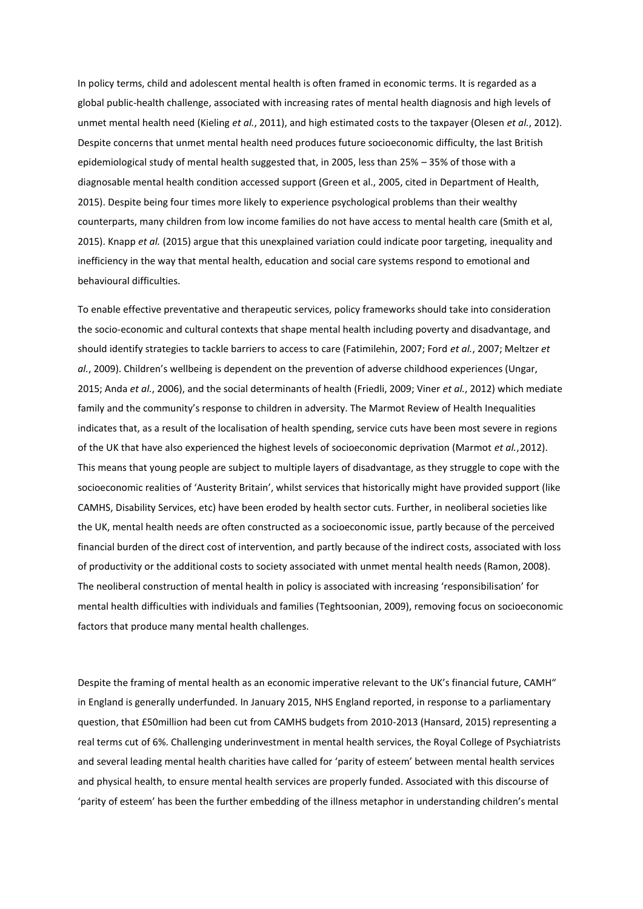In policy terms, child and adolescent mental health is often framed in economic terms. It is regarded as a global public-health challenge, associated with increasing rates of mental health diagnosis and high levels of unmet mental health need (Kieling *et al.*, 2011), and high estimated costs to the taxpayer (Olesen *et al.*, 2012). Despite concerns that unmet mental health need produces future socioeconomic difficulty, the last British epidemiological study of mental health suggested that, in 2005, less than 25% – 35% of those with a diagnosable mental health condition accessed support (Green et al., 2005, cited in Department of Health, 2015). Despite being four times more likely to experience psychological problems than their wealthy counterparts, many children from low income families do not have access to mental health care (Smith et al, 2015). Knapp *et al.* (2015) argue that this unexplained variation could indicate poor targeting, inequality and inefficiency in the way that mental health, education and social care systems respond to emotional and behavioural difficulties.

To enable effective preventative and therapeutic services, policy frameworks should take into consideration the socio-economic and cultural contexts that shape mental health including poverty and disadvantage, and should identify strategies to tackle barriers to access to care (Fatimilehin, 2007; Ford *et al.*, 2007; Meltzer *et al.*, 2009). Children's wellbeing is dependent on the prevention of adverse childhood experiences (Ungar, 2015; Anda *et al.*, 2006), and the social determinants of health (Friedli, 2009; Viner *et al.*, 2012) which mediate family and the community's response to children in adversity. The Marmot Review of Health Inequalities indicates that, as a result of the localisation of health spending, service cuts have been most severe in regions of the UK that have also experienced the highest levels of socioeconomic deprivation (Marmot *et al.*, 2012). This means that young people are subject to multiple layers of disadvantage, as they struggle to cope with the socioeconomic realities of 'Austerity Britain', whilst services that historically might have provided support (like CAMHS, Disability Services, etc) have been eroded by health sector cuts. Further, in neoliberal societies like the UK, mental health needs are often constructed as a socioeconomic issue, partly because of the perceived financial burden of the direct cost of intervention, and partly because of the indirect costs, associated with loss of productivity or the additional costs to society associated with unmet mental health needs (Ramon, 2008). The neoliberal construction of mental health in policy is associated with increasing 'responsibilisation' for mental health difficulties with individuals and families (Teghtsoonian, 2009), removing focus on socioeconomic factors that produce many mental health challenges.

Despite the framing of mental health as an economic imperative relevant to the UK's financial future, CAMH" in England is generally underfunded. In January 2015, NHS England reported, in response to a parliamentary question, that £50million had been cut from CAMHS budgets from 2010-2013 (Hansard, 2015) representing a real terms cut of 6%. Challenging underinvestment in mental health services, the Royal College of Psychiatrists and several leading mental health charities have called for 'parity of esteem' between mental health services and physical health, to ensure mental health services are properly funded. Associated with this discourse of 'parity of esteem' has been the further embedding of the illness metaphor in understanding children's mental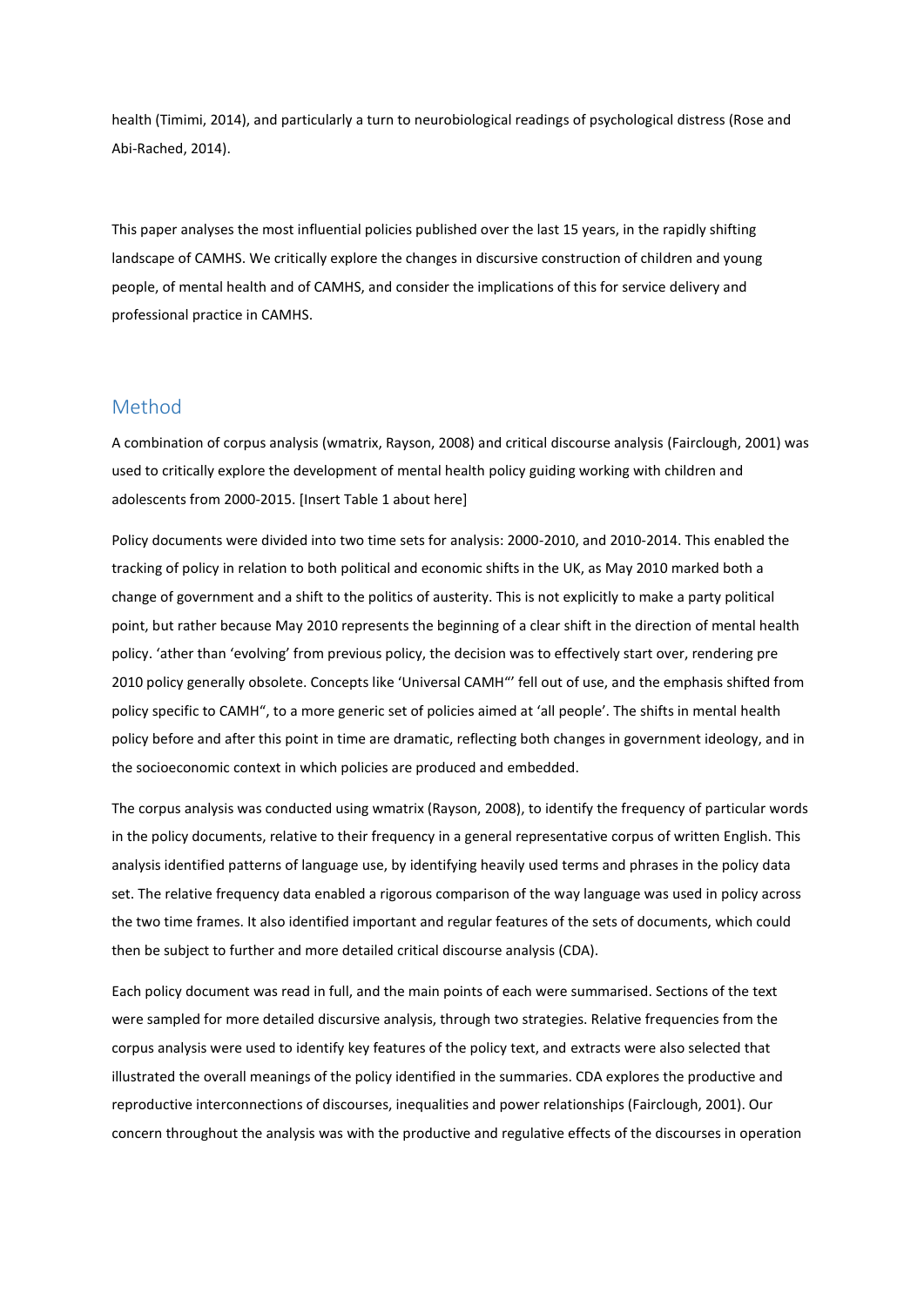health (Timimi, 2014), and particularly a turn to neurobiological readings of psychological distress (Rose and Abi-Rached, 2014).

This paper analyses the most influential policies published over the last 15 years, in the rapidly shifting landscape of CAMHS. We critically explore the changes in discursive construction of children and young people, of mental health and of CAMHS, and consider the implications of this for service delivery and professional practice in CAMHS.

## Method

A combination of corpus analysis (wmatrix, Rayson, 2008) and critical discourse analysis (Fairclough, 2001) was used to critically explore the development of mental health policy guiding working with children and adolescents from 2000-2015. [Insert Table 1 about here]

Policy documents were divided into two time sets for analysis: 2000-2010, and 2010-2014. This enabled the tracking of policy in relation to both political and economic shifts in the UK, as May 2010 marked both a change of government and a shift to the politics of austerity. This is not explicitly to make a party political point, but rather because May 2010 represents the beginning of a clear shift in the direction of mental health policy. 'ather than 'evolving' from previous policy, the decision was to effectively start over, rendering pre 2010 policy generally obsolete. Concepts like 'Universal CAMH"' fell out of use, and the emphasis shifted from policy specific to CAMH", to a more generic set of policies aimed at 'all people'. The shifts in mental health policy before and after this point in time are dramatic, reflecting both changes in government ideology, and in the socioeconomic context in which policies are produced and embedded.

The corpus analysis was conducted using wmatrix (Rayson, 2008), to identify the frequency of particular words in the policy documents, relative to their frequency in a general representative corpus of written English. This analysis identified patterns of language use, by identifying heavily used terms and phrases in the policy data set. The relative frequency data enabled a rigorous comparison of the way language was used in policy across the two time frames. It also identified important and regular features of the sets of documents, which could then be subject to further and more detailed critical discourse analysis (CDA).

Each policy document was read in full, and the main points of each were summarised. Sections of the text were sampled for more detailed discursive analysis, through two strategies. Relative frequencies from the corpus analysis were used to identify key features of the policy text, and extracts were also selected that illustrated the overall meanings of the policy identified in the summaries. CDA explores the productive and reproductive interconnections of discourses, inequalities and power relationships (Fairclough, 2001). Our concern throughout the analysis was with the productive and regulative effects of the discourses in operation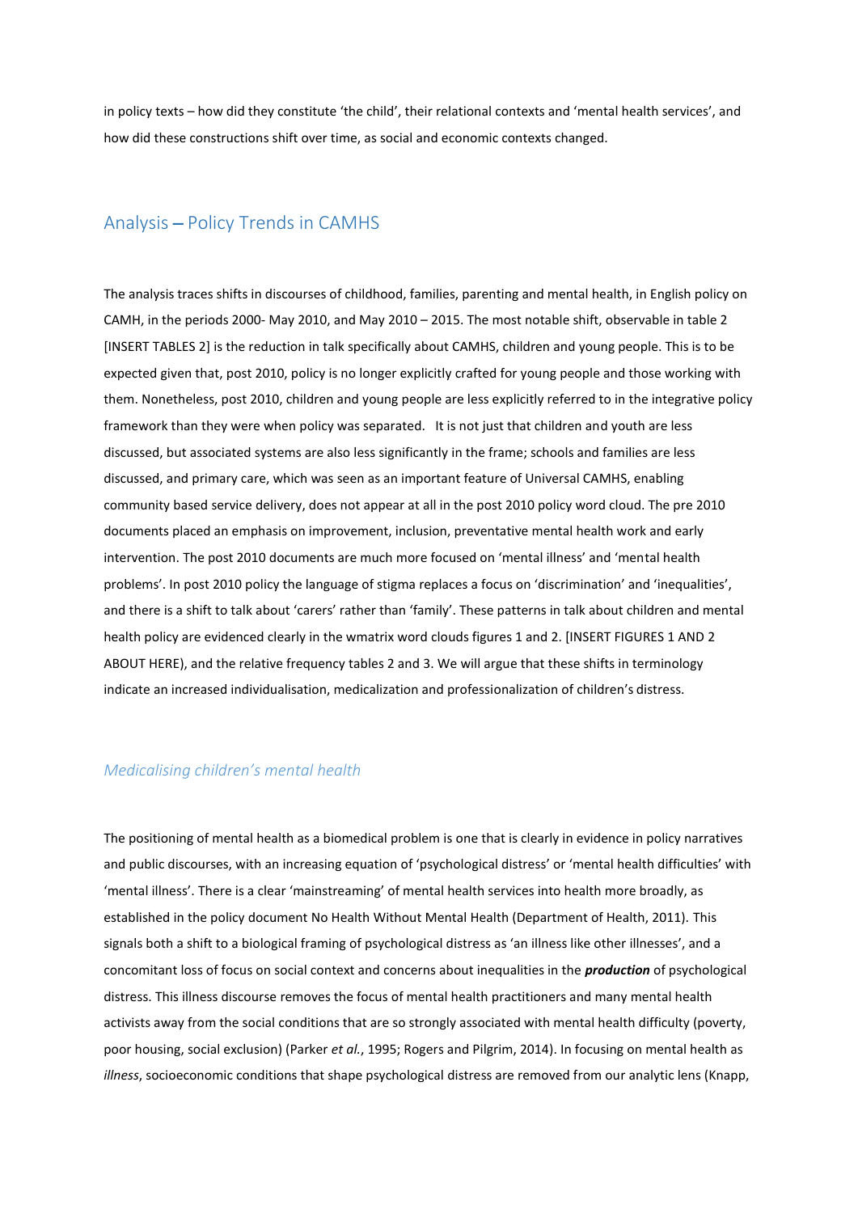in policy texts – how did they constitute 'the child', their relational contexts and 'mental health services', and how did these constructions shift over time, as social and economic contexts changed.

## Analysis – Policy Trends in CAMHS

The analysis traces shifts in discourses of childhood, families, parenting and mental health, in English policy on CAMH, in the periods 2000- May 2010, and May 2010 – 2015. The most notable shift, observable in table 2 [INSERT TABLES 2] is the reduction in talk specifically about CAMHS, children and young people. This is to be expected given that, post 2010, policy is no longer explicitly crafted for young people and those working with them. Nonetheless, post 2010, children and young people are less explicitly referred to in the integrative policy framework than they were when policy was separated.   It is not just that children and youth are less discussed, but associated systems are also less significantly in the frame; schools and families are less discussed, and primary care, which was seen as an important feature of Universal CAMHS, enabling community based service delivery, does not appear at all in the post 2010 policy word cloud. The pre 2010 documents placed an emphasis on improvement, inclusion, preventative mental health work and early intervention. The post 2010 documents are much more focused on 'mental illness' and 'mental health problems'. In post 2010 policy the language of stigma replaces a focus on 'discrimination' and 'inequalities', and there is a shift to talk about 'carers' rather than 'family'. These patterns in talk about children and mental health policy are evidenced clearly in the wmatrix word clouds figures 1 and 2. [INSERT FIGURES 1 AND 2 ABOUT HERE), and the relative frequency tables 2 and 3. We will argue that these shifts in terminology indicate an increased individualisation, medicalization and professionalization of children's distress.

### *Medicalising children's mental health*

The positioning of mental health as a biomedical problem is one that is clearly in evidence in policy narratives and public discourses, with an increasing equation of 'psychological distress' or 'mental health difficulties' with 'mental illness'. There is a clear 'mainstreaming' of mental health services into health more broadly, as established in the policy document No Health Without Mental Health (Department of Health, 2011). This signals both a shift to a biological framing of psychological distress as 'an illness like other illnesses', and a concomitant loss of focus on social context and concerns about inequalities in the ***production*** of psychological distress. This illness discourse removes the focus of mental health practitioners and many mental health activists away from the social conditions that are so strongly associated with mental health difficulty (poverty, poor housing, social exclusion) (Parker *et al.*, 1995; Rogers and Pilgrim, 2014). In focusing on mental health as *illness*, socioeconomic conditions that shape psychological distress are removed from our analytic lens (Knapp,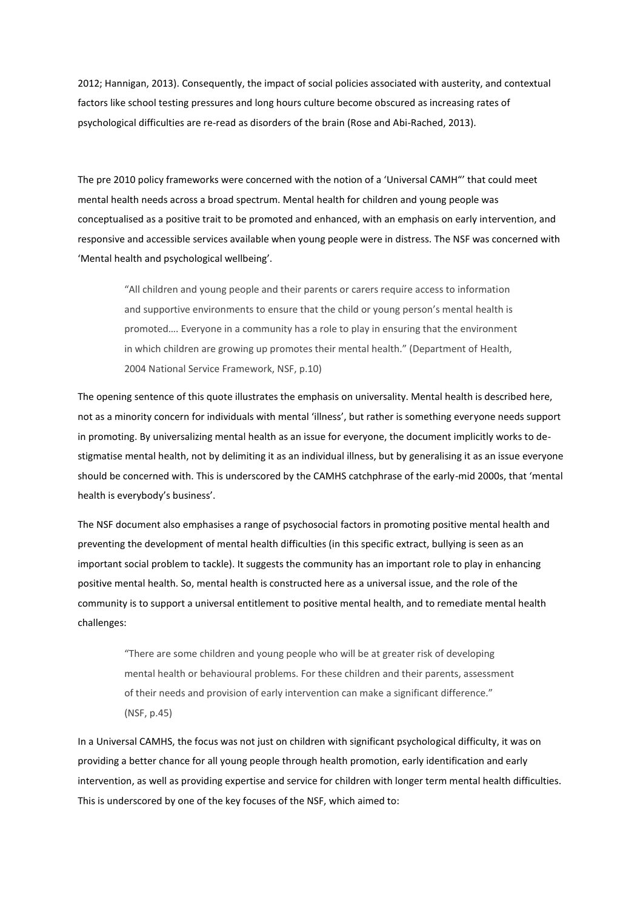2012; Hannigan, 2013). Consequently, the impact of social policies associated with austerity, and contextual factors like school testing pressures and long hours culture become obscured as increasing rates of psychological difficulties are re-read as disorders of the brain (Rose and Abi-Rached, 2013).

The pre 2010 policy frameworks were concerned with the notion of a 'Universal CAMH"' that could meet mental health needs across a broad spectrum. Mental health for children and young people was conceptualised as a positive trait to be promoted and enhanced, with an emphasis on early intervention, and responsive and accessible services available when young people were in distress. The NSF was concerned with 'Mental health and psychological wellbeing'.

> "All children and young people and their parents or carers require access to information and supportive environments to ensure that the child or young person's mental health is promoted…. Everyone in a community has a role to play in ensuring that the environment in which children are growing up promotes their mental health." (Department of Health, 2004 National Service Framework, NSF, p.10)

The opening sentence of this quote illustrates the emphasis on universality. Mental health is described here, not as a minority concern for individuals with mental 'illness', but rather is something everyone needs support in promoting. By universalizing mental health as an issue for everyone, the document implicitly works to de-stigmatise mental health, not by delimiting it as an individual illness, but by generalising it as an issue everyone should be concerned with. This is underscored by the CAMHS catchphrase of the early-mid 2000s, that 'mental health is everybody's business'.

The NSF document also emphasises a range of psychosocial factors in promoting positive mental health and preventing the development of mental health difficulties (in this specific extract, bullying is seen as an important social problem to tackle). It suggests the community has an important role to play in enhancing positive mental health. So, mental health is constructed here as a universal issue, and the role of the community is to support a universal entitlement to positive mental health, and to remediate mental health challenges:

> "There are some children and young people who will be at greater risk of developing mental health or behavioural problems. For these children and their parents, assessment of their needs and provision of early intervention can make a significant difference." (NSF, p.45)

In a Universal CAMHS, the focus was not just on children with significant psychological difficulty, it was on providing a better chance for all young people through health promotion, early identification and early intervention, as well as providing expertise and service for children with longer term mental health difficulties. This is underscored by one of the key focuses of the NSF, which aimed to: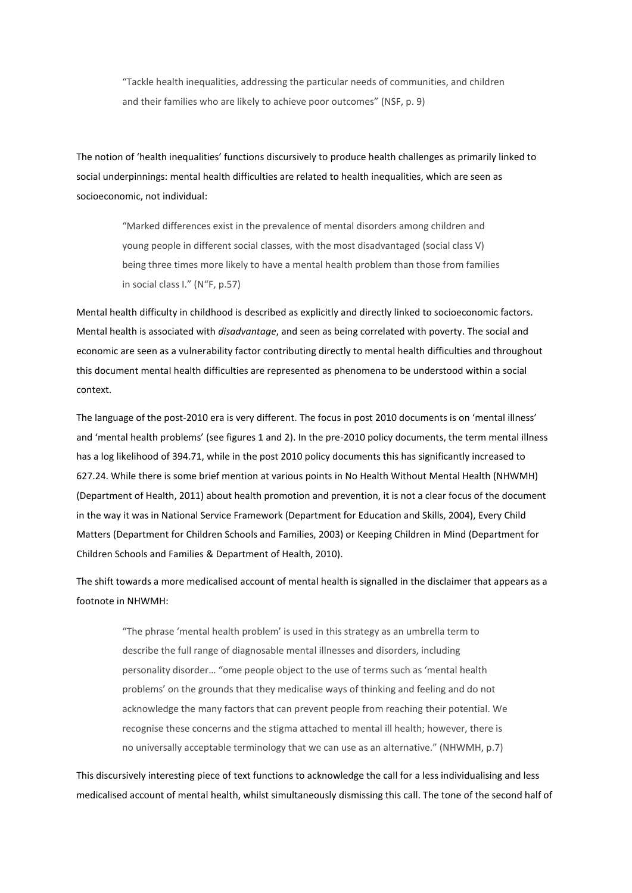> "Tackle health inequalities, addressing the particular needs of communities, and children and their families who are likely to achieve poor outcomes" (NSF, p. 9)

The notion of 'health inequalities' functions discursively to produce health challenges as primarily linked to social underpinnings: mental health difficulties are related to health inequalities, which are seen as socioeconomic, not individual:

> "Marked differences exist in the prevalence of mental disorders among children and young people in different social classes, with the most disadvantaged (social class V) being three times more likely to have a mental health problem than those from families in social class I." (N"F, p.57)

Mental health difficulty in childhood is described as explicitly and directly linked to socioeconomic factors. Mental health is associated with *disadvantage*, and seen as being correlated with poverty. The social and economic are seen as a vulnerability factor contributing directly to mental health difficulties and throughout this document mental health difficulties are represented as phenomena to be understood within a social context.

The language of the post-2010 era is very different. The focus in post 2010 documents is on 'mental illness' and 'mental health problems' (see figures 1 and 2). In the pre-2010 policy documents, the term mental illness has a log likelihood of 394.71, while in the post 2010 policy documents this has significantly increased to 627.24. While there is some brief mention at various points in No Health Without Mental Health (NHWMH) (Department of Health, 2011) about health promotion and prevention, it is not a clear focus of the document in the way it was in National Service Framework (Department for Education and Skills, 2004), Every Child Matters (Department for Children Schools and Families, 2003) or Keeping Children in Mind (Department for Children Schools and Families & Department of Health, 2010).

The shift towards a more medicalised account of mental health is signalled in the disclaimer that appears as a footnote in NHWMH:

> "The phrase 'mental health problem' is used in this strategy as an umbrella term to describe the full range of diagnosable mental illnesses and disorders, including personality disorder… "ome people object to the use of terms such as 'mental health problems' on the grounds that they medicalise ways of thinking and feeling and do not acknowledge the many factors that can prevent people from reaching their potential. We recognise these concerns and the stigma attached to mental ill health; however, there is no universally acceptable terminology that we can use as an alternative." (NHWMH, p.7)

This discursively interesting piece of text functions to acknowledge the call for a less individualising and less medicalised account of mental health, whilst simultaneously dismissing this call. The tone of the second half of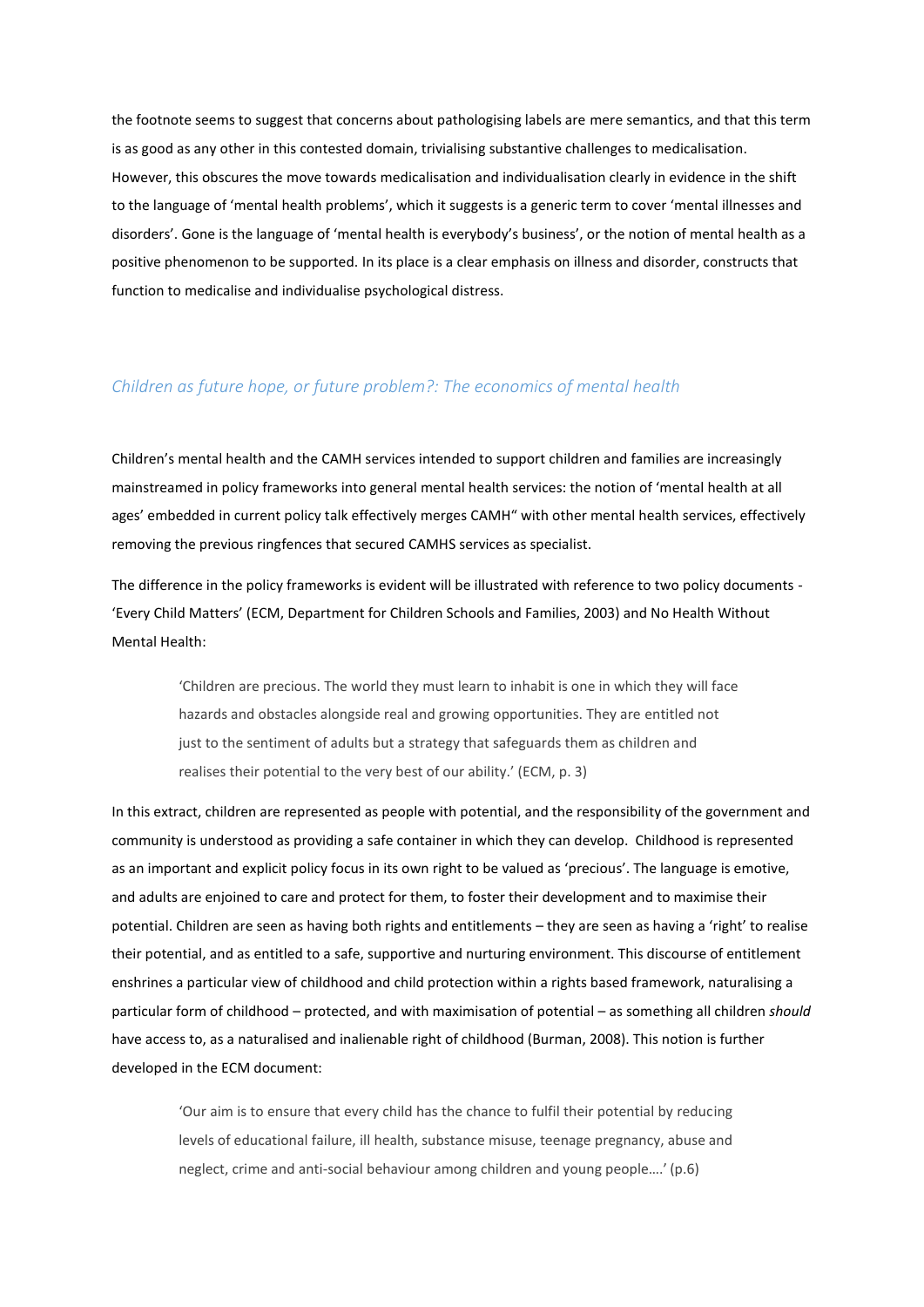the footnote seems to suggest that concerns about pathologising labels are mere semantics, and that this term is as good as any other in this contested domain, trivialising substantive challenges to medicalisation. However, this obscures the move towards medicalisation and individualisation clearly in evidence in the shift to the language of 'mental health problems', which it suggests is a generic term to cover 'mental illnesses and disorders'. Gone is the language of 'mental health is everybody's business', or the notion of mental health as a positive phenomenon to be supported. In its place is a clear emphasis on illness and disorder, constructs that function to medicalise and individualise psychological distress.

## *Children as future hope, or future problem?: The economics of mental health*

Children's mental health and the CAMH services intended to support children and families are increasingly mainstreamed in policy frameworks into general mental health services: the notion of 'mental health at all ages' embedded in current policy talk effectively merges CAMH" with other mental health services, effectively removing the previous ringfences that secured CAMHS services as specialist.

The difference in the policy frameworks is evident will be illustrated with reference to two policy documents - 'Every Child Matters' (ECM, Department for Children Schools and Families, 2003) and No Health Without Mental Health:

> 'Children are precious. The world they must learn to inhabit is one in which they will face hazards and obstacles alongside real and growing opportunities. They are entitled not just to the sentiment of adults but a strategy that safeguards them as children and realises their potential to the very best of our ability.' (ECM, p. 3)

In this extract, children are represented as people with potential, and the responsibility of the government and community is understood as providing a safe container in which they can develop. Childhood is represented as an important and explicit policy focus in its own right to be valued as 'precious'. The language is emotive, and adults are enjoined to care and protect for them, to foster their development and to maximise their potential. Children are seen as having both rights and entitlements – they are seen as having a 'right' to realise their potential, and as entitled to a safe, supportive and nurturing environment. This discourse of entitlement enshrines a particular view of childhood and child protection within a rights based framework, naturalising a particular form of childhood – protected, and with maximisation of potential – as something all children *should* have access to, as a naturalised and inalienable right of childhood (Burman, 2008). This notion is further developed in the ECM document:

> 'Our aim is to ensure that every child has the chance to fulfil their potential by reducing levels of educational failure, ill health, substance misuse, teenage pregnancy, abuse and neglect, crime and anti-social behaviour among children and young people….' (p.6)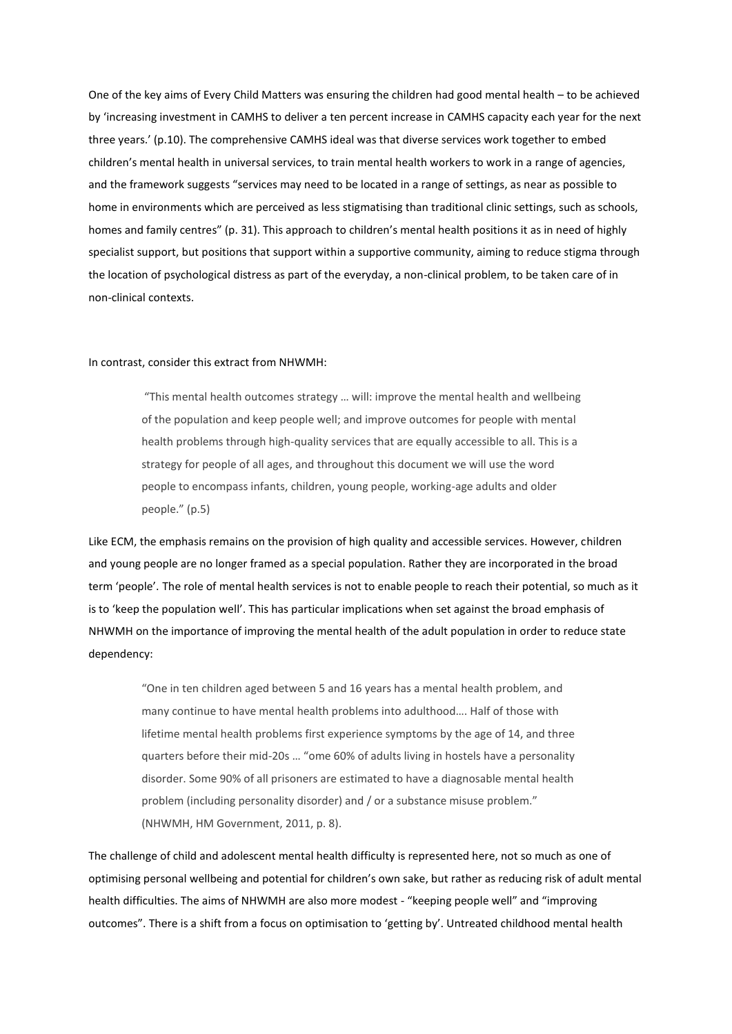One of the key aims of Every Child Matters was ensuring the children had good mental health – to be achieved by 'increasing investment in CAMHS to deliver a ten percent increase in CAMHS capacity each year for the next three years.' (p.10). The comprehensive CAMHS ideal was that diverse services work together to embed children's mental health in universal services, to train mental health workers to work in a range of agencies, and the framework suggests "services may need to be located in a range of settings, as near as possible to home in environments which are perceived as less stigmatising than traditional clinic settings, such as schools, homes and family centres" (p. 31). This approach to children's mental health positions it as in need of highly specialist support, but positions that support within a supportive community, aiming to reduce stigma through the location of psychological distress as part of the everyday, a non-clinical problem, to be taken care of in non-clinical contexts.

In contrast, consider this extract from NHWMH:

> "This mental health outcomes strategy … will: improve the mental health and wellbeing of the population and keep people well; and improve outcomes for people with mental health problems through high-quality services that are equally accessible to all. This is a strategy for people of all ages, and throughout this document we will use the word people to encompass infants, children, young people, working-age adults and older people." (p.5)

Like ECM, the emphasis remains on the provision of high quality and accessible services. However, children and young people are no longer framed as a special population. Rather they are incorporated in the broad term 'people'. The role of mental health services is not to enable people to reach their potential, so much as it is to 'keep the population well'. This has particular implications when set against the broad emphasis of NHWMH on the importance of improving the mental health of the adult population in order to reduce state dependency:

> "One in ten children aged between 5 and 16 years has a mental health problem, and many continue to have mental health problems into adulthood…. Half of those with lifetime mental health problems first experience symptoms by the age of 14, and three quarters before their mid-20s … "ome 60% of adults living in hostels have a personality disorder. Some 90% of all prisoners are estimated to have a diagnosable mental health problem (including personality disorder) and / or a substance misuse problem." (NHWMH, HM Government, 2011, p. 8).

The challenge of child and adolescent mental health difficulty is represented here, not so much as one of optimising personal wellbeing and potential for children's own sake, but rather as reducing risk of adult mental health difficulties. The aims of NHWMH are also more modest - "keeping people well" and "improving outcomes". There is a shift from a focus on optimisation to 'getting by'. Untreated childhood mental health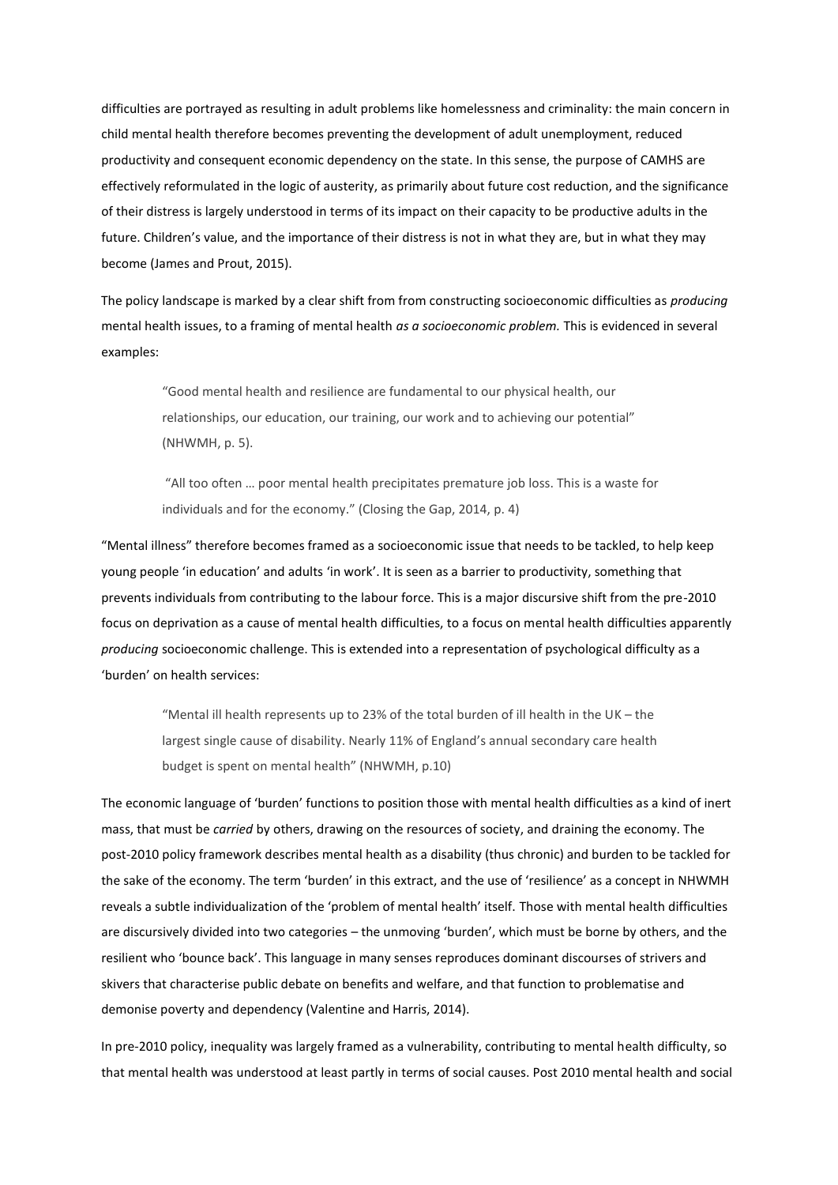difficulties are portrayed as resulting in adult problems like homelessness and criminality: the main concern in child mental health therefore becomes preventing the development of adult unemployment, reduced productivity and consequent economic dependency on the state. In this sense, the purpose of CAMHS are effectively reformulated in the logic of austerity, as primarily about future cost reduction, and the significance of their distress is largely understood in terms of its impact on their capacity to be productive adults in the future. Children's value, and the importance of their distress is not in what they are, but in what they may become (James and Prout, 2015).

The policy landscape is marked by a clear shift from from constructing socioeconomic difficulties as *producing* mental health issues, to a framing of mental health *as a socioeconomic problem.* This is evidenced in several examples:

> "Good mental health and resilience are fundamental to our physical health, our relationships, our education, our training, our work and to achieving our potential" (NHWMH, p. 5).

> "All too often … poor mental health precipitates premature job loss. This is a waste for individuals and for the economy." (Closing the Gap, 2014, p. 4)

"Mental illness" therefore becomes framed as a socioeconomic issue that needs to be tackled, to help keep young people 'in education' and adults 'in work'. It is seen as a barrier to productivity, something that prevents individuals from contributing to the labour force. This is a major discursive shift from the pre-2010 focus on deprivation as a cause of mental health difficulties, to a focus on mental health difficulties apparently *producing* socioeconomic challenge. This is extended into a representation of psychological difficulty as a 'burden' on health services:

> "Mental ill health represents up to 23% of the total burden of ill health in the UK – the largest single cause of disability. Nearly 11% of England's annual secondary care health budget is spent on mental health" (NHWMH, p.10)

The economic language of 'burden' functions to position those with mental health difficulties as a kind of inert mass, that must be *carried* by others, drawing on the resources of society, and draining the economy. The post-2010 policy framework describes mental health as a disability (thus chronic) and burden to be tackled for the sake of the economy. The term 'burden' in this extract, and the use of 'resilience' as a concept in NHWMH reveals a subtle individualization of the 'problem of mental health' itself. Those with mental health difficulties are discursively divided into two categories – the unmoving 'burden', which must be borne by others, and the resilient who 'bounce back'. This language in many senses reproduces dominant discourses of strivers and skivers that characterise public debate on benefits and welfare, and that function to problematise and demonise poverty and dependency (Valentine and Harris, 2014).

In pre-2010 policy, inequality was largely framed as a vulnerability, contributing to mental health difficulty, so that mental health was understood at least partly in terms of social causes. Post 2010 mental health and social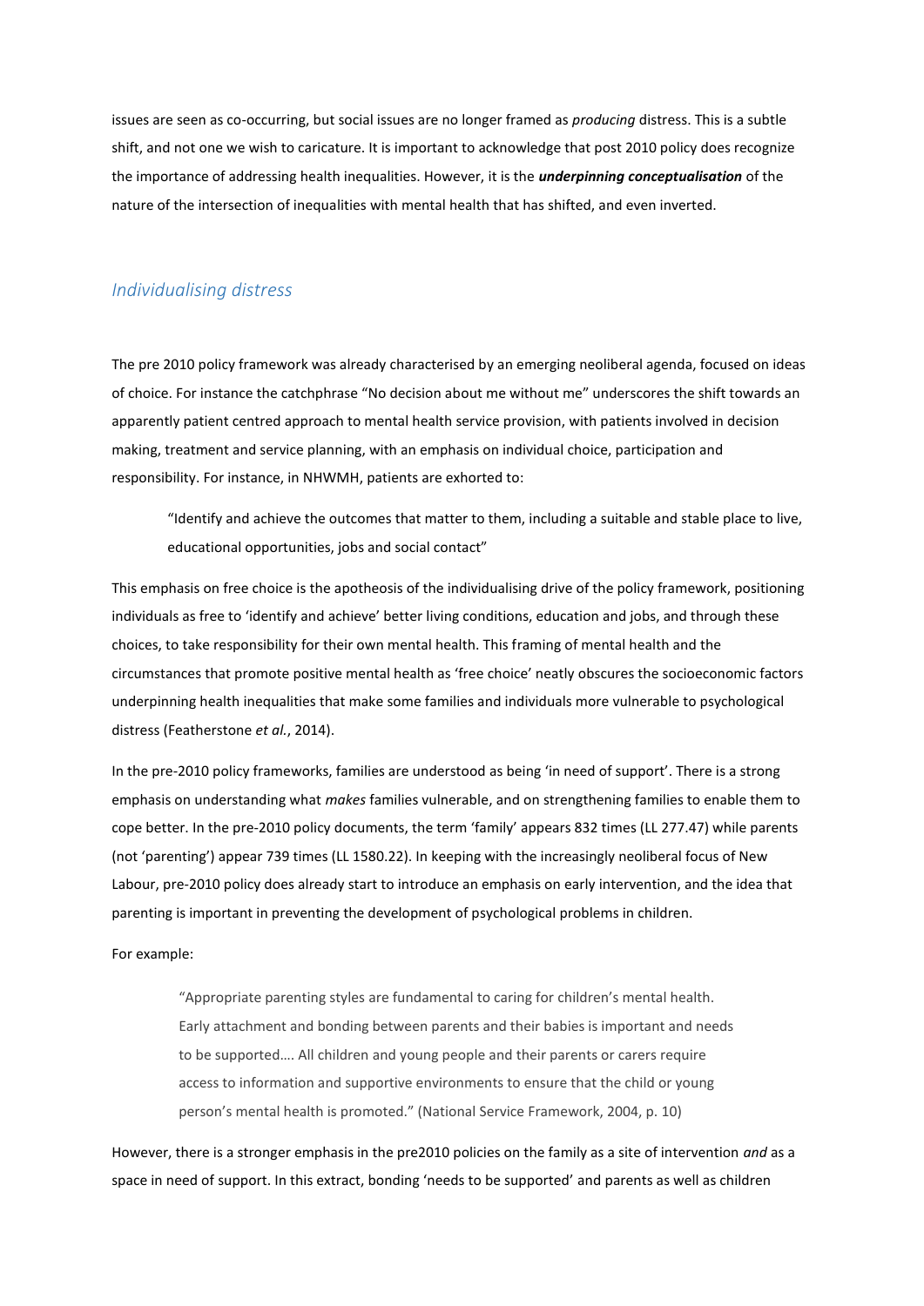issues are seen as co-occurring, but social issues are no longer framed as *producing* distress. This is a subtle shift, and not one we wish to caricature. It is important to acknowledge that post 2010 policy does recognize the importance of addressing health inequalities. However, it is the ***underpinning conceptualisation*** of the nature of the intersection of inequalities with mental health that has shifted, and even inverted.

## *Individualising distress*

The pre 2010 policy framework was already characterised by an emerging neoliberal agenda, focused on ideas of choice. For instance the catchphrase "No decision about me without me" underscores the shift towards an apparently patient centred approach to mental health service provision, with patients involved in decision making, treatment and service planning, with an emphasis on individual choice, participation and responsibility. For instance, in NHWMH, patients are exhorted to:

> "Identify and achieve the outcomes that matter to them, including a suitable and stable place to live, educational opportunities, jobs and social contact"

This emphasis on free choice is the apotheosis of the individualising drive of the policy framework, positioning individuals as free to 'identify and achieve' better living conditions, education and jobs, and through these choices, to take responsibility for their own mental health. This framing of mental health and the circumstances that promote positive mental health as 'free choice' neatly obscures the socioeconomic factors underpinning health inequalities that make some families and individuals more vulnerable to psychological distress (Featherstone *et al.*, 2014).

In the pre-2010 policy frameworks, families are understood as being 'in need of support'. There is a strong emphasis on understanding what *makes* families vulnerable, and on strengthening families to enable them to cope better. In the pre-2010 policy documents, the term 'family' appears 832 times (LL 277.47) while parents (not 'parenting') appear 739 times (LL 1580.22). In keeping with the increasingly neoliberal focus of New Labour, pre-2010 policy does already start to introduce an emphasis on early intervention, and the idea that parenting is important in preventing the development of psychological problems in children.

For example:

> "Appropriate parenting styles are fundamental to caring for children's mental health. Early attachment and bonding between parents and their babies is important and needs to be supported…. All children and young people and their parents or carers require access to information and supportive environments to ensure that the child or young person's mental health is promoted." (National Service Framework, 2004, p. 10)

However, there is a stronger emphasis in the pre2010 policies on the family as a site of intervention *and* as a space in need of support. In this extract, bonding 'needs to be supported' and parents as well as children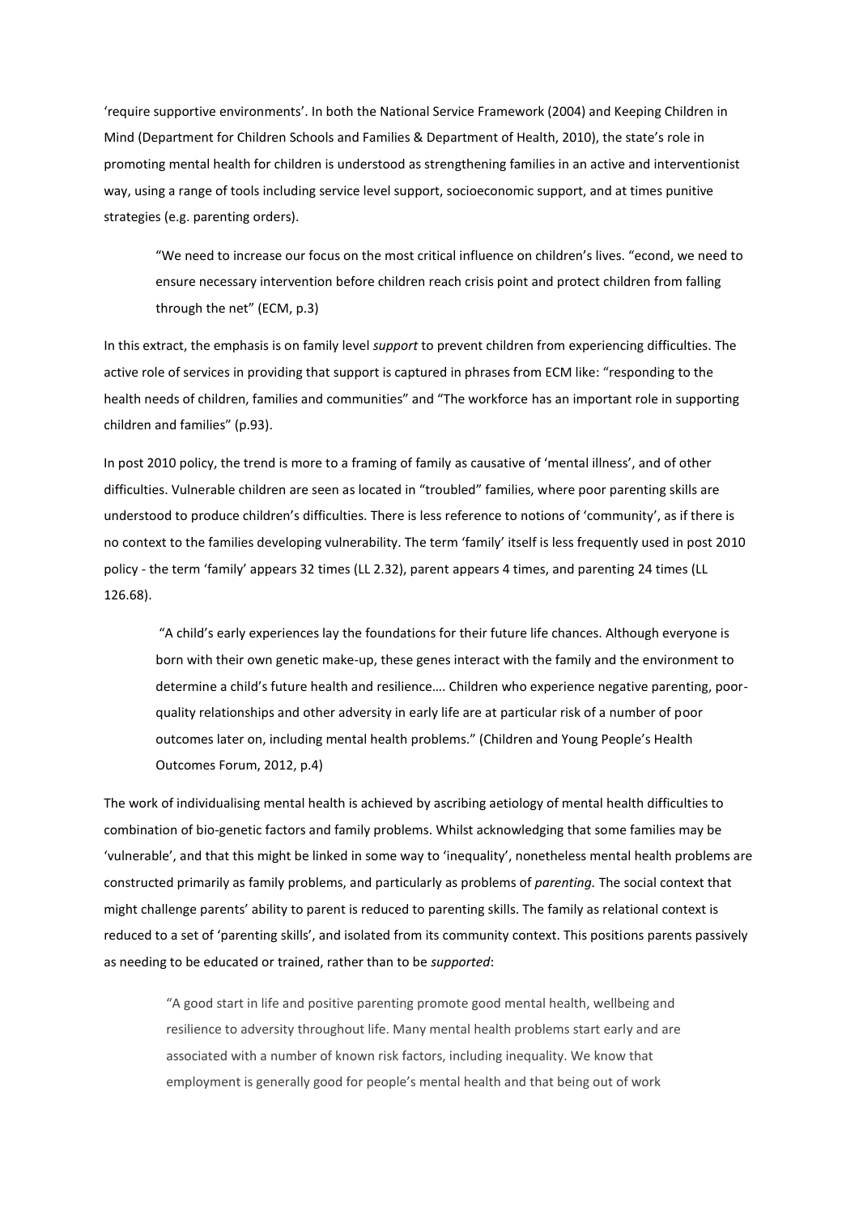'require supportive environments'. In both the National Service Framework (2004) and Keeping Children in Mind (Department for Children Schools and Families & Department of Health, 2010), the state's role in promoting mental health for children is understood as strengthening families in an active and interventionist way, using a range of tools including service level support, socioeconomic support, and at times punitive strategies (e.g. parenting orders).

> "We need to increase our focus on the most critical influence on children's lives. "econd, we need to ensure necessary intervention before children reach crisis point and protect children from falling through the net" (ECM, p.3)

In this extract, the emphasis is on family level *support* to prevent children from experiencing difficulties. The active role of services in providing that support is captured in phrases from ECM like: "responding to the health needs of children, families and communities" and "The workforce has an important role in supporting children and families" (p.93).

In post 2010 policy, the trend is more to a framing of family as causative of 'mental illness', and of other difficulties. Vulnerable children are seen as located in "troubled" families, where poor parenting skills are understood to produce children's difficulties. There is less reference to notions of 'community', as if there is no context to the families developing vulnerability. The term 'family' itself is less frequently used in post 2010 policy - the term 'family' appears 32 times (LL 2.32), parent appears 4 times, and parenting 24 times (LL 126.68).

> "A child's early experiences lay the foundations for their future life chances. Although everyone is born with their own genetic make-up, these genes interact with the family and the environment to determine a child's future health and resilience…. Children who experience negative parenting, poor-quality relationships and other adversity in early life are at particular risk of a number of poor outcomes later on, including mental health problems." (Children and Young People's Health Outcomes Forum, 2012, p.4)

The work of individualising mental health is achieved by ascribing aetiology of mental health difficulties to combination of bio-genetic factors and family problems. Whilst acknowledging that some families may be 'vulnerable', and that this might be linked in some way to 'inequality', nonetheless mental health problems are constructed primarily as family problems, and particularly as problems of *parenting.* The social context that might challenge parents' ability to parent is reduced to parenting skills. The family as relational context is reduced to a set of 'parenting skills', and isolated from its community context. This positions parents passively as needing to be educated or trained, rather than to be *supported*:

> "A good start in life and positive parenting promote good mental health, wellbeing and resilience to adversity throughout life. Many mental health problems start early and are associated with a number of known risk factors, including inequality. We know that employment is generally good for people's mental health and that being out of work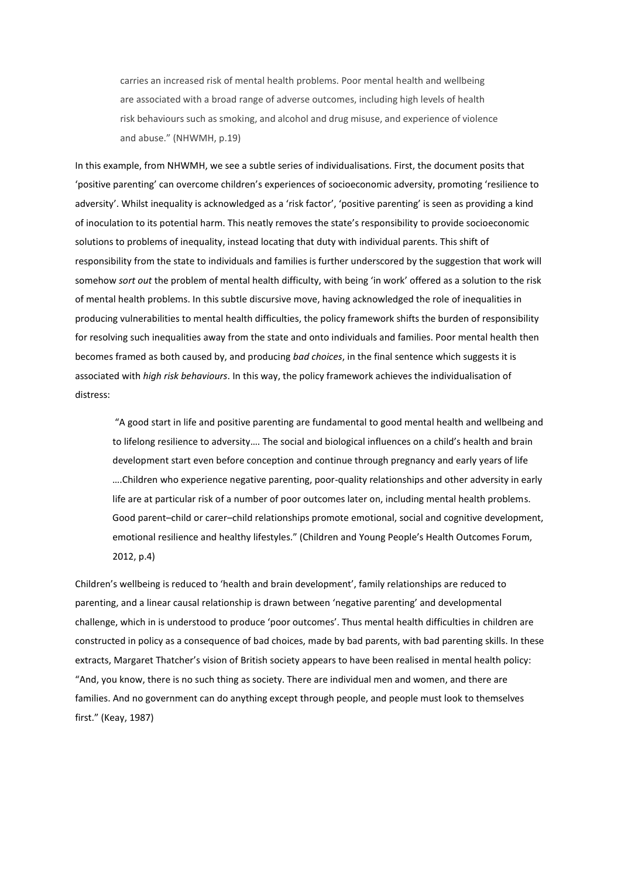> carries an increased risk of mental health problems. Poor mental health and wellbeing are associated with a broad range of adverse outcomes, including high levels of health risk behaviours such as smoking, and alcohol and drug misuse, and experience of violence and abuse." (NHWMH, p.19)

In this example, from NHWMH, we see a subtle series of individualisations. First, the document posits that 'positive parenting' can overcome children's experiences of socioeconomic adversity, promoting 'resilience to adversity'. Whilst inequality is acknowledged as a 'risk factor', 'positive parenting' is seen as providing a kind of inoculation to its potential harm. This neatly removes the state's responsibility to provide socioeconomic solutions to problems of inequality, instead locating that duty with individual parents. This shift of responsibility from the state to individuals and families is further underscored by the suggestion that work will somehow *sort out* the problem of mental health difficulty, with being 'in work' offered as a solution to the risk of mental health problems. In this subtle discursive move, having acknowledged the role of inequalities in producing vulnerabilities to mental health difficulties, the policy framework shifts the burden of responsibility for resolving such inequalities away from the state and onto individuals and families. Poor mental health then becomes framed as both caused by, and producing *bad choices*, in the final sentence which suggests it is associated with *high risk behaviours*. In this way, the policy framework achieves the individualisation of distress:

> "A good start in life and positive parenting are fundamental to good mental health and wellbeing and to lifelong resilience to adversity…. The social and biological influences on a child's health and brain development start even before conception and continue through pregnancy and early years of life ….Children who experience negative parenting, poor-quality relationships and other adversity in early life are at particular risk of a number of poor outcomes later on, including mental health problems. Good parent–child or carer–child relationships promote emotional, social and cognitive development, emotional resilience and healthy lifestyles." (Children and Young People's Health Outcomes Forum, 2012, p.4)

Children's wellbeing is reduced to 'health and brain development', family relationships are reduced to parenting, and a linear causal relationship is drawn between 'negative parenting' and developmental challenge, which in is understood to produce 'poor outcomes'. Thus mental health difficulties in children are constructed in policy as a consequence of bad choices, made by bad parents, with bad parenting skills. In these extracts, Margaret Thatcher's vision of British society appears to have been realised in mental health policy: "And, you know, there is no such thing as society. There are individual men and women, and there are families. And no government can do anything except through people, and people must look to themselves first." (Keay, 1987)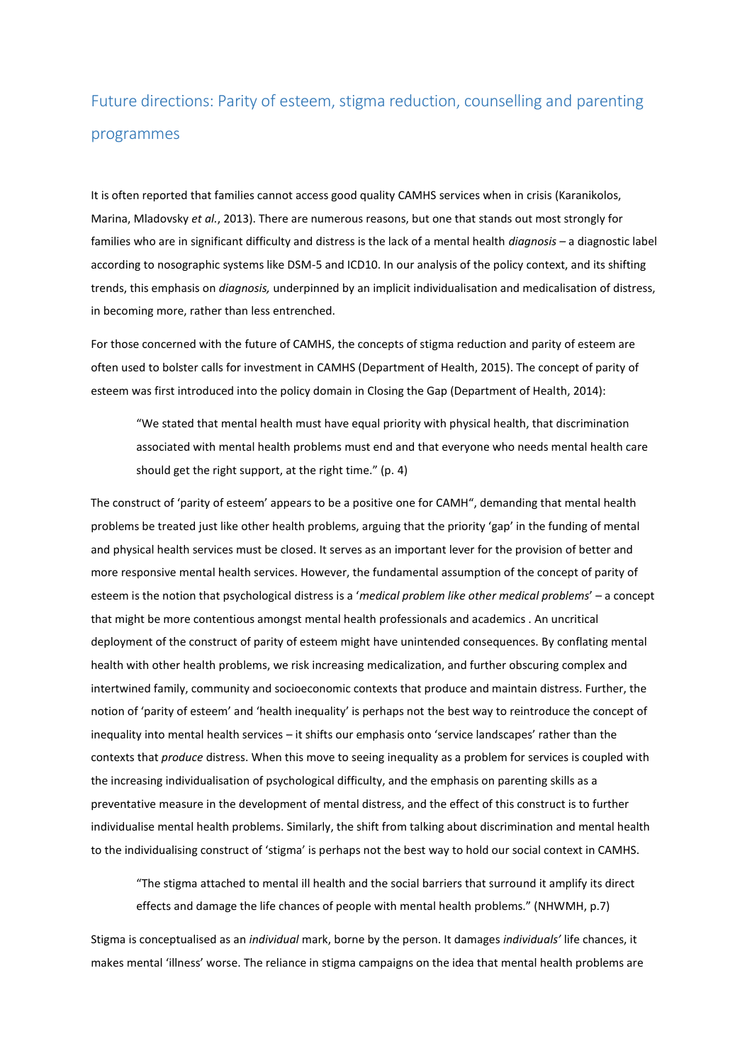## Future directions: Parity of esteem, stigma reduction, counselling and parenting programmes

It is often reported that families cannot access good quality CAMHS services when in crisis (Karanikolos, Marina, Mladovsky *et al.*, 2013). There are numerous reasons, but one that stands out most strongly for families who are in significant difficulty and distress is the lack of a mental health *diagnosis* – a diagnostic label according to nosographic systems like DSM-5 and ICD10. In our analysis of the policy context, and its shifting trends, this emphasis on *diagnosis,* underpinned by an implicit individualisation and medicalisation of distress, in becoming more, rather than less entrenched.

For those concerned with the future of CAMHS, the concepts of stigma reduction and parity of esteem are often used to bolster calls for investment in CAMHS (Department of Health, 2015). The concept of parity of esteem was first introduced into the policy domain in Closing the Gap (Department of Health, 2014):

> "We stated that mental health must have equal priority with physical health, that discrimination associated with mental health problems must end and that everyone who needs mental health care should get the right support, at the right time." (p. 4)

The construct of 'parity of esteem' appears to be a positive one for CAMH", demanding that mental health problems be treated just like other health problems, arguing that the priority 'gap' in the funding of mental and physical health services must be closed. It serves as an important lever for the provision of better and more responsive mental health services. However, the fundamental assumption of the concept of parity of esteem is the notion that psychological distress is a '*medical problem like other medical problems*' – a concept that might be more contentious amongst mental health professionals and academics . An uncritical deployment of the construct of parity of esteem might have unintended consequences. By conflating mental health with other health problems, we risk increasing medicalization, and further obscuring complex and intertwined family, community and socioeconomic contexts that produce and maintain distress. Further, the notion of 'parity of esteem' and 'health inequality' is perhaps not the best way to reintroduce the concept of inequality into mental health services – it shifts our emphasis onto 'service landscapes' rather than the contexts that *produce* distress. When this move to seeing inequality as a problem for services is coupled with the increasing individualisation of psychological difficulty, and the emphasis on parenting skills as a preventative measure in the development of mental distress, and the effect of this construct is to further individualise mental health problems. Similarly, the shift from talking about discrimination and mental health to the individualising construct of 'stigma' is perhaps not the best way to hold our social context in CAMHS.

> "The stigma attached to mental ill health and the social barriers that surround it amplify its direct effects and damage the life chances of people with mental health problems." (NHWMH, p.7)

Stigma is conceptualised as an *individual* mark, borne by the person. It damages *individuals'* life chances, it makes mental 'illness' worse. The reliance in stigma campaigns on the idea that mental health problems are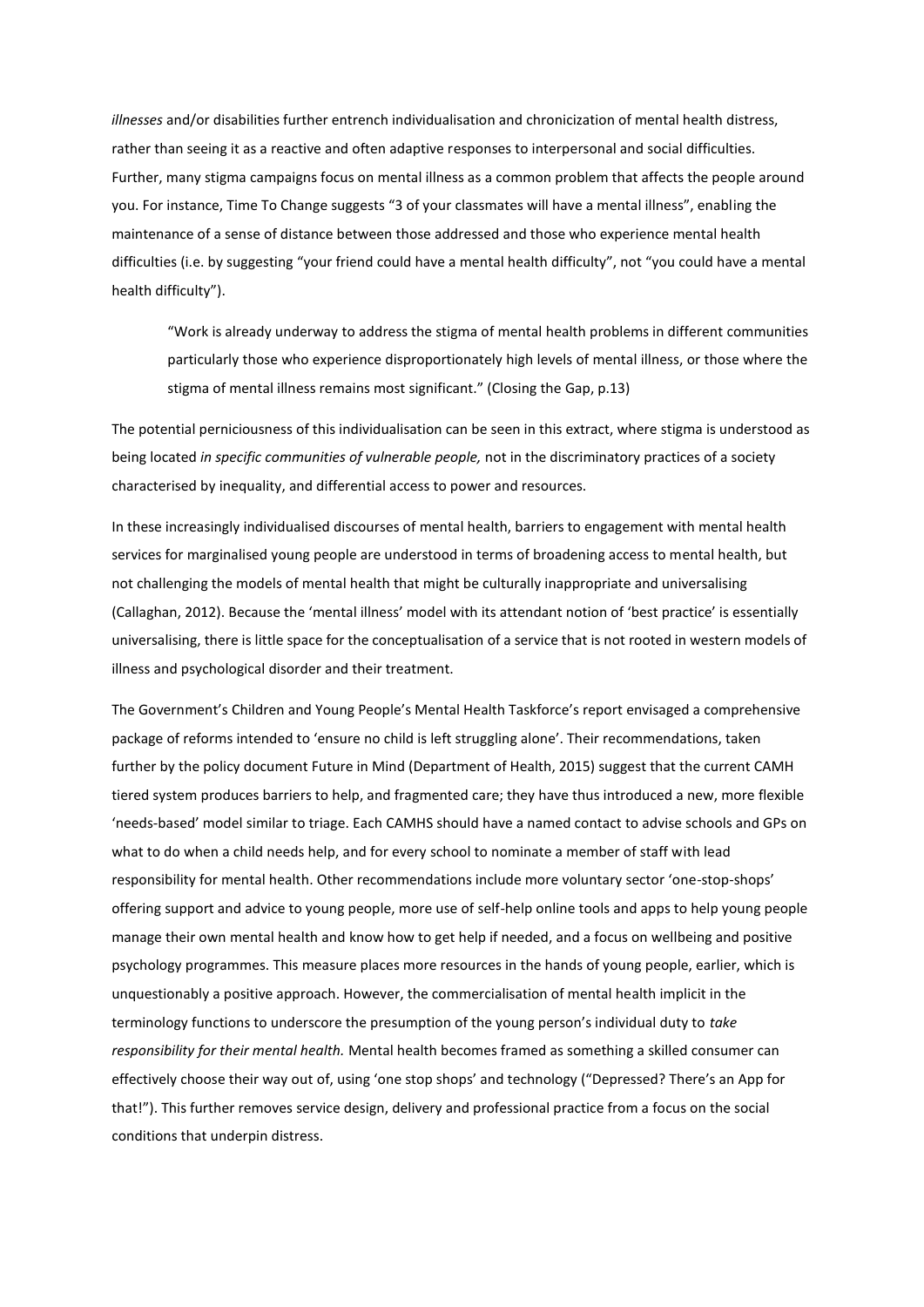*illnesses* and/or disabilities further entrench individualisation and chronicization of mental health distress, rather than seeing it as a reactive and often adaptive responses to interpersonal and social difficulties. Further, many stigma campaigns focus on mental illness as a common problem that affects the people around you. For instance, Time To Change suggests "3 of your classmates will have a mental illness", enabling the maintenance of a sense of distance between those addressed and those who experience mental health difficulties (i.e. by suggesting "your friend could have a mental health difficulty", not "you could have a mental health difficulty").

> "Work is already underway to address the stigma of mental health problems in different communities particularly those who experience disproportionately high levels of mental illness, or those where the stigma of mental illness remains most significant." (Closing the Gap, p.13)

The potential perniciousness of this individualisation can be seen in this extract, where stigma is understood as being located *in specific communities of vulnerable people,* not in the discriminatory practices of a society characterised by inequality, and differential access to power and resources.

In these increasingly individualised discourses of mental health, barriers to engagement with mental health services for marginalised young people are understood in terms of broadening access to mental health, but not challenging the models of mental health that might be culturally inappropriate and universalising (Callaghan, 2012). Because the 'mental illness' model with its attendant notion of 'best practice' is essentially universalising, there is little space for the conceptualisation of a service that is not rooted in western models of illness and psychological disorder and their treatment.

The Government's Children and Young People's Mental Health Taskforce's report envisaged a comprehensive package of reforms intended to 'ensure no child is left struggling alone'. Their recommendations, taken further by the policy document Future in Mind (Department of Health, 2015) suggest that the current CAMH tiered system produces barriers to help, and fragmented care; they have thus introduced a new, more flexible 'needs-based' model similar to triage. Each CAMHS should have a named contact to advise schools and GPs on what to do when a child needs help, and for every school to nominate a member of staff with lead responsibility for mental health. Other recommendations include more voluntary sector 'one-stop-shops' offering support and advice to young people, more use of self-help online tools and apps to help young people manage their own mental health and know how to get help if needed, and a focus on wellbeing and positive psychology programmes. This measure places more resources in the hands of young people, earlier, which is unquestionably a positive approach. However, the commercialisation of mental health implicit in the terminology functions to underscore the presumption of the young person's individual duty to *take responsibility for their mental health.* Mental health becomes framed as something a skilled consumer can effectively choose their way out of, using 'one stop shops' and technology ("Depressed? There's an App for that!"). This further removes service design, delivery and professional practice from a focus on the social conditions that underpin distress.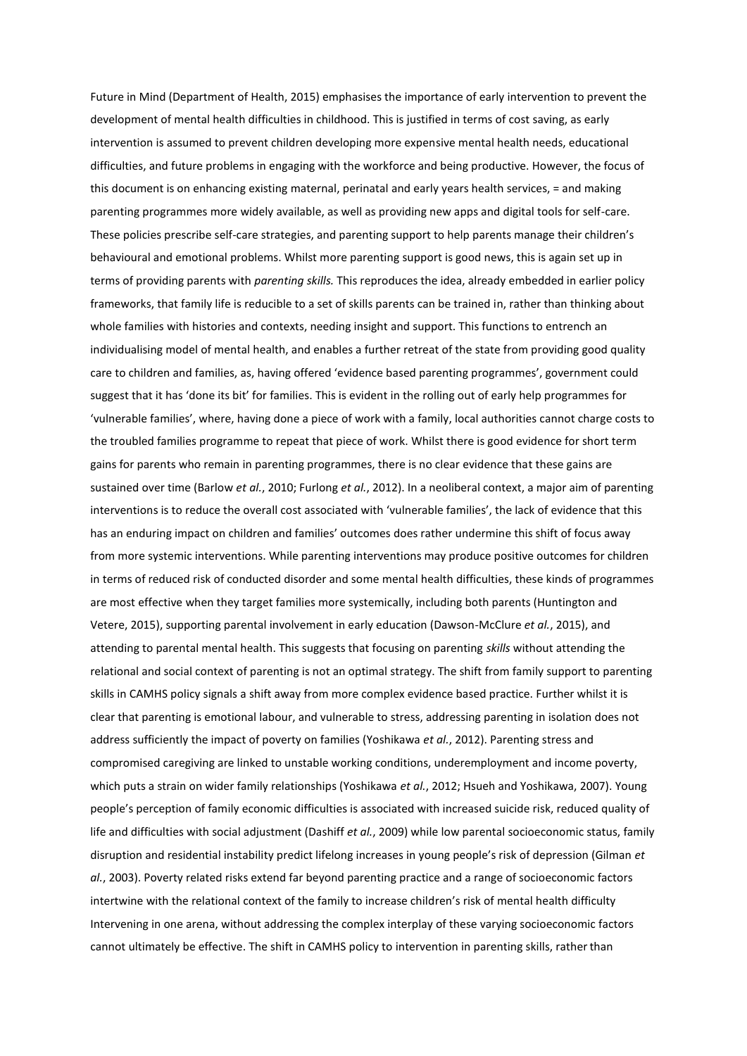Future in Mind (Department of Health, 2015) emphasises the importance of early intervention to prevent the development of mental health difficulties in childhood. This is justified in terms of cost saving, as early intervention is assumed to prevent children developing more expensive mental health needs, educational difficulties, and future problems in engaging with the workforce and being productive. However, the focus of this document is on enhancing existing maternal, perinatal and early years health services, = and making parenting programmes more widely available, as well as providing new apps and digital tools for self-care. These policies prescribe self-care strategies, and parenting support to help parents manage their children's behavioural and emotional problems. Whilst more parenting support is good news, this is again set up in terms of providing parents with *parenting skills.* This reproduces the idea, already embedded in earlier policy frameworks, that family life is reducible to a set of skills parents can be trained in, rather than thinking about whole families with histories and contexts, needing insight and support. This functions to entrench an individualising model of mental health, and enables a further retreat of the state from providing good quality care to children and families, as, having offered 'evidence based parenting programmes', government could suggest that it has 'done its bit' for families. This is evident in the rolling out of early help programmes for 'vulnerable families', where, having done a piece of work with a family, local authorities cannot charge costs to the troubled families programme to repeat that piece of work. Whilst there is good evidence for short term gains for parents who remain in parenting programmes, there is no clear evidence that these gains are sustained over time (Barlow *et al.*, 2010; Furlong *et al.*, 2012). In a neoliberal context, a major aim of parenting interventions is to reduce the overall cost associated with 'vulnerable families', the lack of evidence that this has an enduring impact on children and families' outcomes does rather undermine this shift of focus away from more systemic interventions. While parenting interventions may produce positive outcomes for children in terms of reduced risk of conducted disorder and some mental health difficulties, these kinds of programmes are most effective when they target families more systemically, including both parents (Huntington and Vetere, 2015), supporting parental involvement in early education (Dawson-McClure *et al.*, 2015), and attending to parental mental health. This suggests that focusing on parenting *skills* without attending the relational and social context of parenting is not an optimal strategy. The shift from family support to parenting skills in CAMHS policy signals a shift away from more complex evidence based practice. Further whilst it is clear that parenting is emotional labour, and vulnerable to stress, addressing parenting in isolation does not address sufficiently the impact of poverty on families (Yoshikawa *et al.*, 2012). Parenting stress and compromised caregiving are linked to unstable working conditions, underemployment and income poverty, which puts a strain on wider family relationships (Yoshikawa *et al.*, 2012; Hsueh and Yoshikawa, 2007). Young people's perception of family economic difficulties is associated with increased suicide risk, reduced quality of life and difficulties with social adjustment (Dashiff *et al.*, 2009) while low parental socioeconomic status, family disruption and residential instability predict lifelong increases in young people's risk of depression (Gilman *et al.*, 2003). Poverty related risks extend far beyond parenting practice and a range of socioeconomic factors intertwine with the relational context of the family to increase children's risk of mental health difficulty Intervening in one arena, without addressing the complex interplay of these varying socioeconomic factors cannot ultimately be effective. The shift in CAMHS policy to intervention in parenting skills, rather than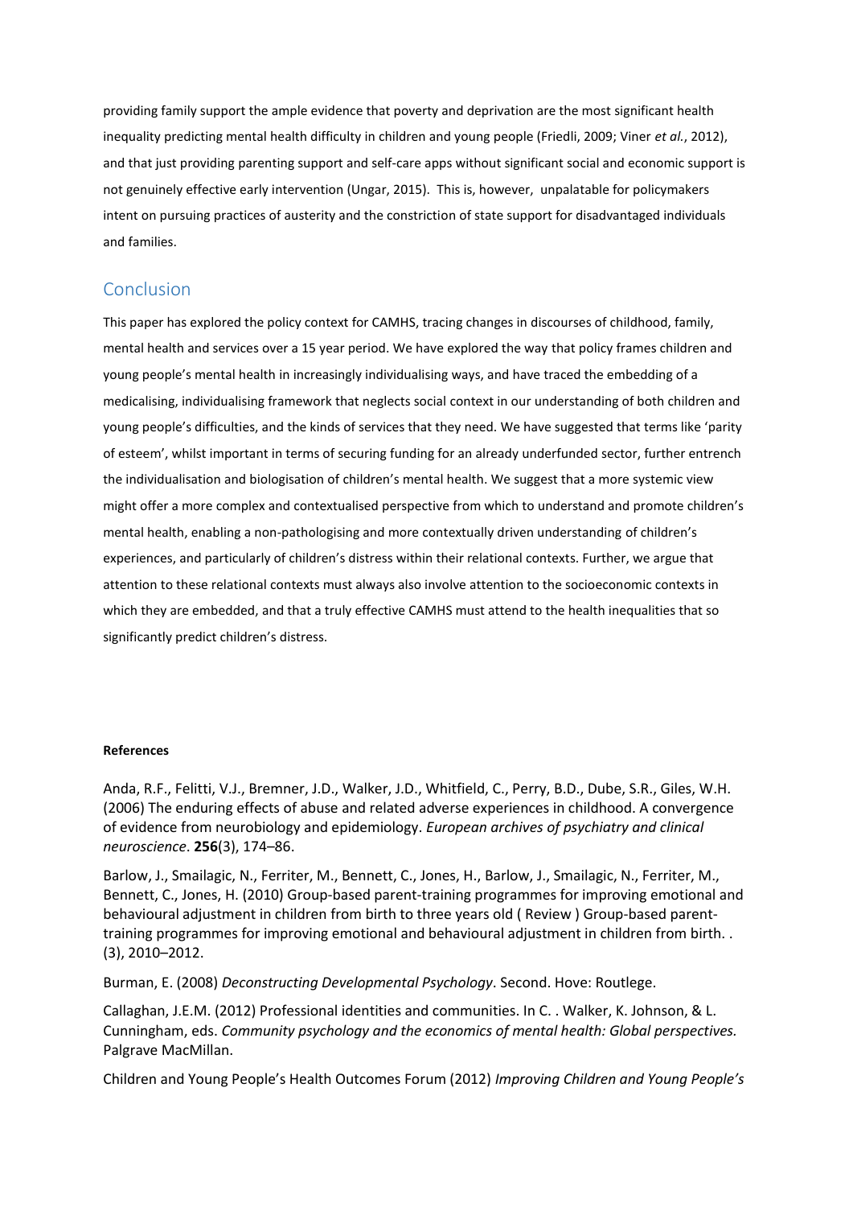providing family support the ample evidence that poverty and deprivation are the most significant health inequality predicting mental health difficulty in children and young people (Friedli, 2009; Viner *et al.*, 2012), and that just providing parenting support and self-care apps without significant social and economic support is not genuinely effective early intervention (Ungar, 2015). This is, however, unpalatable for policymakers intent on pursuing practices of austerity and the constriction of state support for disadvantaged individuals and families.

## Conclusion

This paper has explored the policy context for CAMHS, tracing changes in discourses of childhood, family, mental health and services over a 15 year period. We have explored the way that policy frames children and young people's mental health in increasingly individualising ways, and have traced the embedding of a medicalising, individualising framework that neglects social context in our understanding of both children and young people's difficulties, and the kinds of services that they need. We have suggested that terms like 'parity of esteem', whilst important in terms of securing funding for an already underfunded sector, further entrench the individualisation and biologisation of children's mental health. We suggest that a more systemic view might offer a more complex and contextualised perspective from which to understand and promote children's mental health, enabling a non-pathologising and more contextually driven understanding of children's experiences, and particularly of children's distress within their relational contexts. Further, we argue that attention to these relational contexts must always also involve attention to the socioeconomic contexts in which they are embedded, and that a truly effective CAMHS must attend to the health inequalities that so significantly predict children's distress.

**References**

Anda, R.F., Felitti, V.J., Bremner, J.D., Walker, J.D., Whitfield, C., Perry, B.D., Dube, S.R., Giles, W.H. (2006) The enduring effects of abuse and related adverse experiences in childhood. A convergence of evidence from neurobiology and epidemiology. *European archives of psychiatry and clinical neuroscience*. **256**(3), 174–86.

Barlow, J., Smailagic, N., Ferriter, M., Bennett, C., Jones, H., Barlow, J., Smailagic, N., Ferriter, M., Bennett, C., Jones, H. (2010) Group-based parent-training programmes for improving emotional and behavioural adjustment in children from birth to three years old ( Review ) Group-based parent-training programmes for improving emotional and behavioural adjustment in children from birth. . (3), 2010–2012.

Burman, E. (2008) *Deconstructing Developmental Psychology*. Second. Hove: Routlege.

Callaghan, J.E.M. (2012) Professional identities and communities. In C. . Walker, K. Johnson, & L. Cunningham, eds. *Community psychology and the economics of mental health: Global perspectives.* Palgrave MacMillan.

Children and Young People's Health Outcomes Forum (2012) *Improving Children and Young People's*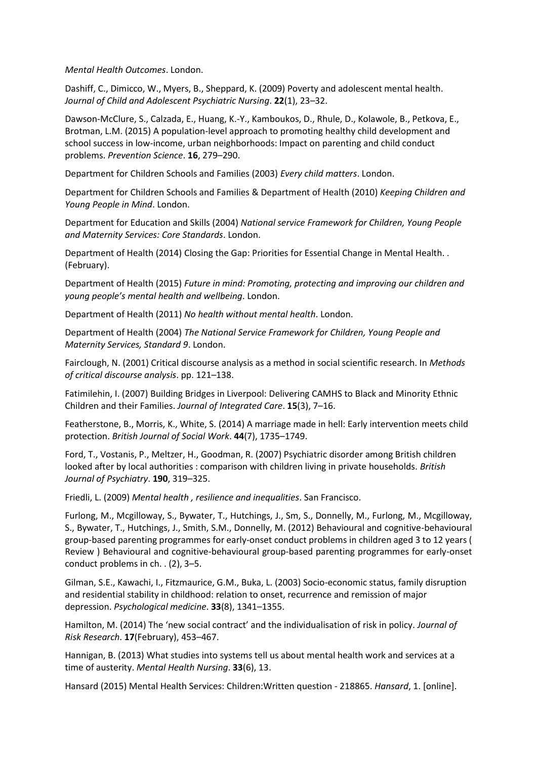*Mental Health Outcomes*. London.

Dashiff, C., Dimicco, W., Myers, B., Sheppard, K. (2009) Poverty and adolescent mental health. *Journal of Child and Adolescent Psychiatric Nursing*. **22**(1), 23–32.

Dawson-McClure, S., Calzada, E., Huang, K.-Y., Kamboukos, D., Rhule, D., Kolawole, B., Petkova, E., Brotman, L.M. (2015) A population-level approach to promoting healthy child development and school success in low-income, urban neighborhoods: Impact on parenting and child conduct problems. *Prevention Science*. **16**, 279–290.

Department for Children Schools and Families (2003) *Every child matters*. London.

Department for Children Schools and Families & Department of Health (2010) *Keeping Children and Young People in Mind*. London.

Department for Education and Skills (2004) *National service Framework for Children, Young People and Maternity Services: Core Standards*. London.

Department of Health (2014) Closing the Gap: Priorities for Essential Change in Mental Health. . (February).

Department of Health (2015) *Future in mind: Promoting, protecting and improving our children and young people's mental health and wellbeing*. London.

Department of Health (2011) *No health without mental health*. London.

Department of Health (2004) *The National Service Framework for Children, Young People and Maternity Services, Standard 9*. London.

Fairclough, N. (2001) Critical discourse analysis as a method in social scientific research. In *Methods of critical discourse analysis*. pp. 121–138.

Fatimilehin, I. (2007) Building Bridges in Liverpool: Delivering CAMHS to Black and Minority Ethnic Children and their Families. *Journal of Integrated Care*. **15**(3), 7–16.

Featherstone, B., Morris, K., White, S. (2014) A marriage made in hell: Early intervention meets child protection. *British Journal of Social Work*. **44**(7), 1735–1749.

Ford, T., Vostanis, P., Meltzer, H., Goodman, R. (2007) Psychiatric disorder among British children looked after by local authorities : comparison with children living in private households. *British Journal of Psychiatry*. **190**, 319–325.

Friedli, L. (2009) *Mental health , resilience and inequalities*. San Francisco.

Furlong, M., Mcgilloway, S., Bywater, T., Hutchings, J., Sm, S., Donnelly, M., Furlong, M., Mcgilloway, S., Bywater, T., Hutchings, J., Smith, S.M., Donnelly, M. (2012) Behavioural and cognitive-behavioural group-based parenting programmes for early-onset conduct problems in children aged 3 to 12 years ( Review ) Behavioural and cognitive-behavioural group-based parenting programmes for early-onset conduct problems in ch. . (2), 3–5.

Gilman, S.E., Kawachi, I., Fitzmaurice, G.M., Buka, L. (2003) Socio-economic status, family disruption and residential stability in childhood: relation to onset, recurrence and remission of major depression. *Psychological medicine*. **33**(8), 1341–1355.

Hamilton, M. (2014) The 'new social contract' and the individualisation of risk in policy. *Journal of Risk Research*. **17**(February), 453–467.

Hannigan, B. (2013) What studies into systems tell us about mental health work and services at a time of austerity. *Mental Health Nursing*. **33**(6), 13.

Hansard (2015) Mental Health Services: Children:Written question - 218865. *Hansard*, 1. [online].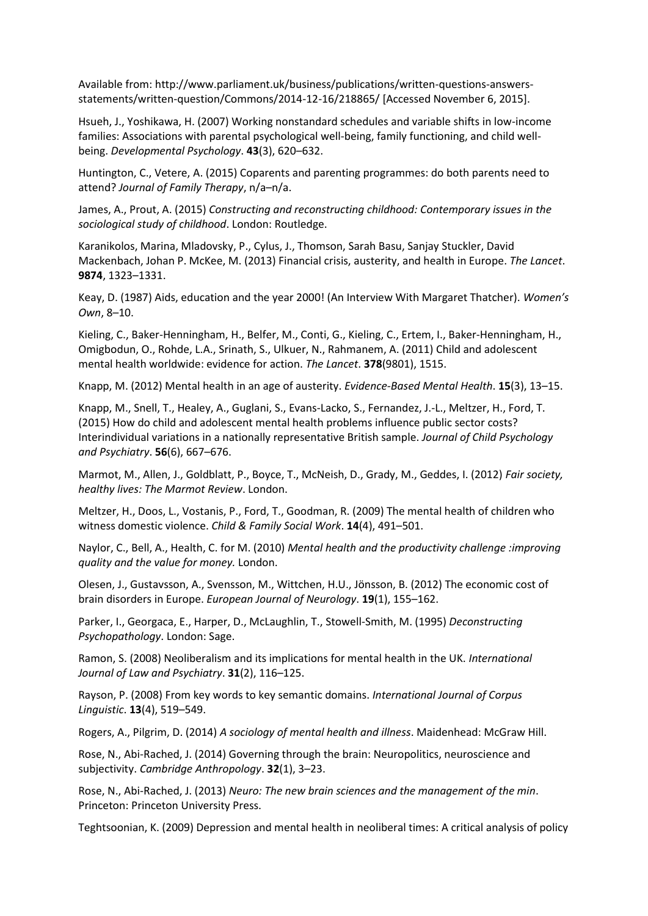Available from: http://www.parliament.uk/business/publications/written-questions-answers-statements/written-question/Commons/2014-12-16/218865/ [Accessed November 6, 2015].

Hsueh, J., Yoshikawa, H. (2007) Working nonstandard schedules and variable shifts in low-income families: Associations with parental psychological well-being, family functioning, and child well-being. *Developmental Psychology*. **43**(3), 620–632.

Huntington, C., Vetere, A. (2015) Coparents and parenting programmes: do both parents need to attend? *Journal of Family Therapy*, n/a–n/a.

James, A., Prout, A. (2015) *Constructing and reconstructing childhood: Contemporary issues in the sociological study of childhood*. London: Routledge.

Karanikolos, Marina, Mladovsky, P., Cylus, J., Thomson, Sarah Basu, Sanjay Stuckler, David Mackenbach, Johan P. McKee, M. (2013) Financial crisis, austerity, and health in Europe. *The Lancet*. **9874**, 1323–1331.

Keay, D. (1987) Aids, education and the year 2000! (An Interview With Margaret Thatcher). *Women's Own*, 8–10.

Kieling, C., Baker-Henningham, H., Belfer, M., Conti, G., Kieling, C., Ertem, I., Baker-Henningham, H., Omigbodun, O., Rohde, L.A., Srinath, S., Ulkuer, N., Rahmanem, A. (2011) Child and adolescent mental health worldwide: evidence for action. *The Lancet*. **378**(9801), 1515.

Knapp, M. (2012) Mental health in an age of austerity. *Evidence-Based Mental Health*. **15**(3), 13–15.

Knapp, M., Snell, T., Healey, A., Guglani, S., Evans-Lacko, S., Fernandez, J.-L., Meltzer, H., Ford, T. (2015) How do child and adolescent mental health problems influence public sector costs? Interindividual variations in a nationally representative British sample. *Journal of Child Psychology and Psychiatry*. **56**(6), 667–676.

Marmot, M., Allen, J., Goldblatt, P., Boyce, T., McNeish, D., Grady, M., Geddes, I. (2012) *Fair society, healthy lives: The Marmot Review*. London.

Meltzer, H., Doos, L., Vostanis, P., Ford, T., Goodman, R. (2009) The mental health of children who witness domestic violence. *Child & Family Social Work*. **14**(4), 491–501.

Naylor, C., Bell, A., Health, C. for M. (2010) *Mental health and the productivity challenge :improving quality and the value for money.* London.

Olesen, J., Gustavsson, A., Svensson, M., Wittchen, H.U., Jönsson, B. (2012) The economic cost of brain disorders in Europe. *European Journal of Neurology*. **19**(1), 155–162.

Parker, I., Georgaca, E., Harper, D., McLaughlin, T., Stowell-Smith, M. (1995) *Deconstructing Psychopathology*. London: Sage.

Ramon, S. (2008) Neoliberalism and its implications for mental health in the UK. *International Journal of Law and Psychiatry*. **31**(2), 116–125.

Rayson, P. (2008) From key words to key semantic domains. *International Journal of Corpus Linguistic*. **13**(4), 519–549.

Rogers, A., Pilgrim, D. (2014) *A sociology of mental health and illness*. Maidenhead: McGraw Hill.

Rose, N., Abi-Rached, J. (2014) Governing through the brain: Neuropolitics, neuroscience and subjectivity. *Cambridge Anthropology*. **32**(1), 3–23.

Rose, N., Abi-Rached, J. (2013) *Neuro: The new brain sciences and the management of the min*. Princeton: Princeton University Press.

Teghtsoonian, K. (2009) Depression and mental health in neoliberal times: A critical analysis of policy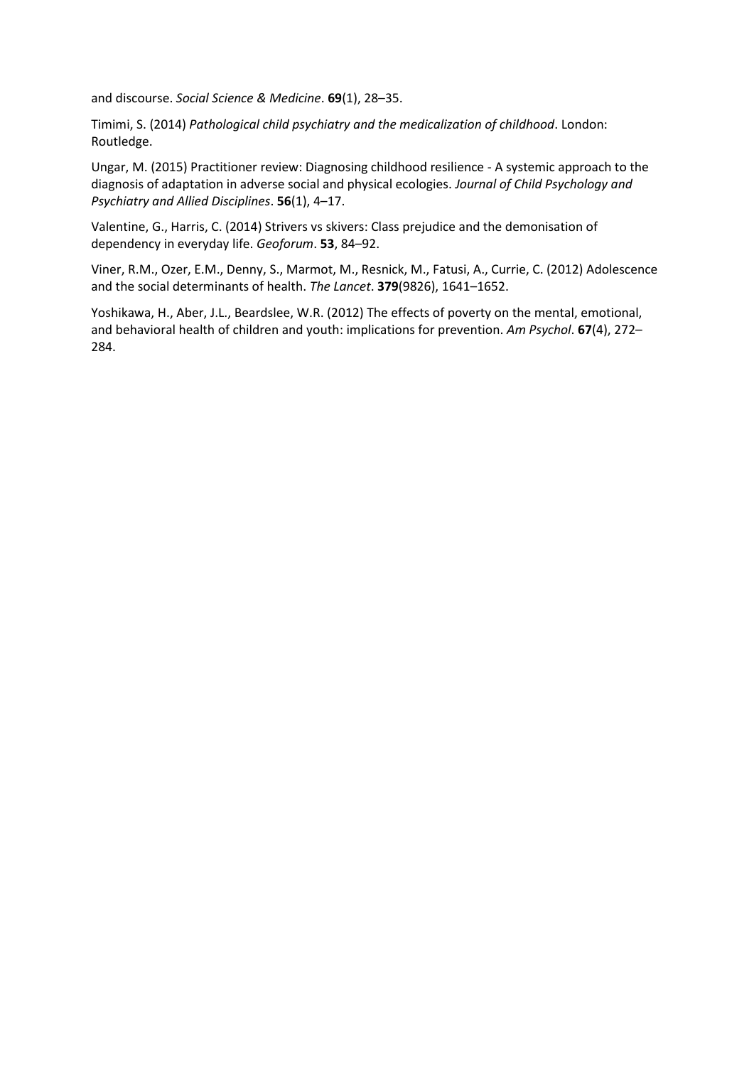and discourse. *Social Science & Medicine*. **69**(1), 28–35.

Timimi, S. (2014) *Pathological child psychiatry and the medicalization of childhood*. London: Routledge.

Ungar, M. (2015) Practitioner review: Diagnosing childhood resilience - A systemic approach to the diagnosis of adaptation in adverse social and physical ecologies. *Journal of Child Psychology and Psychiatry and Allied Disciplines*. **56**(1), 4–17.

Valentine, G., Harris, C. (2014) Strivers vs skivers: Class prejudice and the demonisation of dependency in everyday life. *Geoforum*. **53**, 84–92.

Viner, R.M., Ozer, E.M., Denny, S., Marmot, M., Resnick, M., Fatusi, A., Currie, C. (2012) Adolescence and the social determinants of health. *The Lancet*. **379**(9826), 1641–1652.

Yoshikawa, H., Aber, J.L., Beardslee, W.R. (2012) The effects of poverty on the mental, emotional, and behavioral health of children and youth: implications for prevention. *Am Psychol*. **67**(4), 272–284.